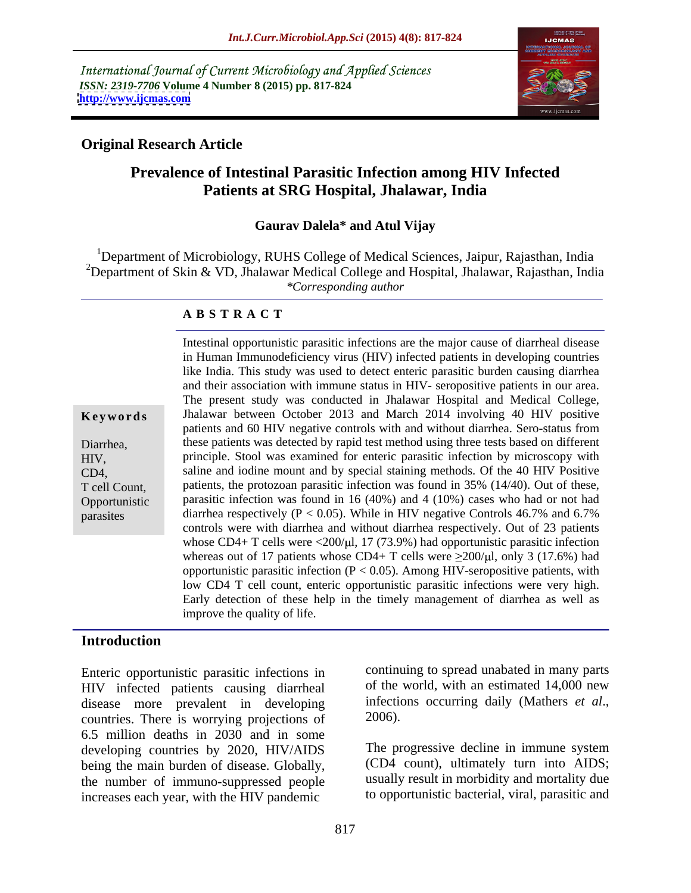International Journal of Current Microbiology and Applied Sciences
*ISSN: 2319-7706* **Volume 4 Number 8 (2015) pp. 817-824**
**http://www.ijcmas.com**

**Original Research Article**

# Prevalence of Intestinal Parasitic Infection among HIV Infected Patients at SRG Hospital, Jhalawar, India

**Gaurav Dalela\* and Atul Vijay**

[1]Department of Microbiology, RUHS College of Medical Sciences, Jaipur, Rajasthan, India
[2]Department of Skin & VD, Jhalawar Medical College and Hospital, Jhalawar, Rajasthan, India
*\*Corresponding author*

## ABSTRACT

**Keywords**

Diarrhea, HIV, CD4, T cell Count, Opportunistic parasites

Intestinal opportunistic parasitic infections are the major cause of diarrheal disease in Human Immunodeficiency virus (HIV) infected patients in developing countries like India. This study was used to detect enteric parasitic burden causing diarrhea and their association with immune status in HIV- seropositive patients in our area. The present study was conducted in Jhalawar Hospital and Medical College, Jhalawar between October 2013 and March 2014 involving 40 HIV positive patients and 60 HIV negative controls with and without diarrhea. Sero-status from these patients was detected by rapid test method using three tests based on different principle. Stool was examined for enteric parasitic infection by microscopy with saline and iodine mount and by special staining methods. Of the 40 HIV Positive patients, the protozoan parasitic infection was found in 35% (14/40). Out of these, parasitic infection was found in 16 (40%) and 4 (10%) cases who had or not had diarrhea respectively ($P < 0.05$). While in HIV negative Controls 46.7% and 6.7% controls were with diarrhea and without diarrhea respectively. Out of 23 patients whose CD4+ T cells were <200/μl, 17 (73.9%) had opportunistic parasitic infection whereas out of 17 patients whose CD4+ T cells were ≥200/μl, only 3 (17.6%) had opportunistic parasitic infection ($P < 0.05$). Among HIV-seropositive patients, with low CD4 T cell count, enteric opportunistic parasitic infections were very high. Early detection of these help in the timely management of diarrhea as well as improve the quality of life.

## Introduction

Enteric opportunistic parasitic infections in HIV infected patients causing diarrheal disease more prevalent in developing countries. There is worrying projections of 6.5 million deaths in 2030 and in some developing countries by 2020, HIV/AIDS being the main burden of disease. Globally, the number of immuno-suppressed people increases each year, with the HIV pandemic continuing to spread unabated in many parts of the world, with an estimated 14,000 new infections occurring daily (Mathers *et al*., 2006).

The progressive decline in immune system (CD4 count), ultimately turn into AIDS; usually result in morbidity and mortality due to opportunistic bacterial, viral, parasitic and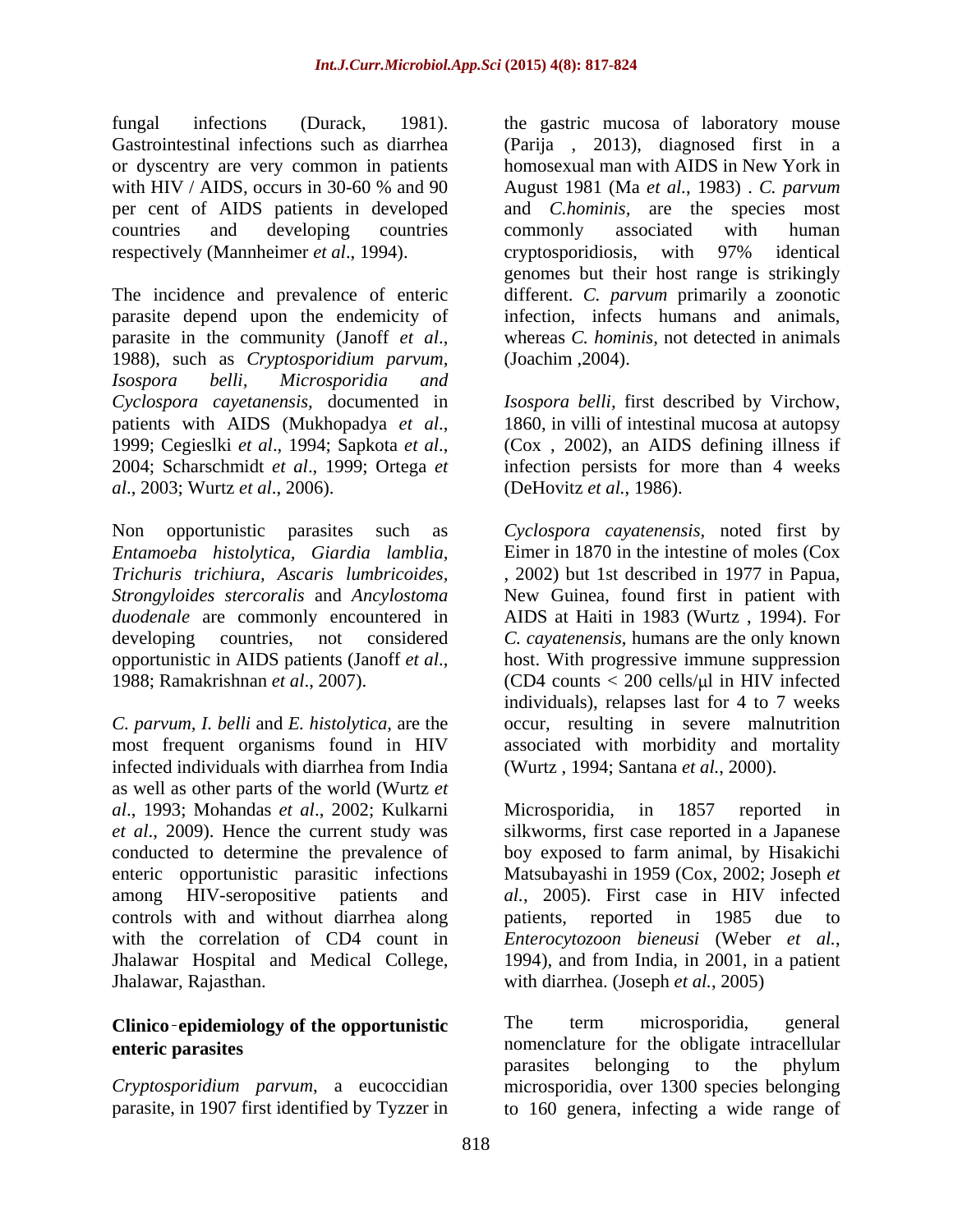fungal infections (Durack, 1981). Gastrointestinal infections such as diarrhea or dyscentry are very common in patients with HIV / AIDS, occurs in 30-60 % and 90 per cent of AIDS patients in developed countries and developing countries respectively (Mannheimer *et al*., 1994).

The incidence and prevalence of enteric parasite depend upon the endemicity of parasite in the community (Janoff *et al*., 1988), such as *Cryptosporidium parvum, Isospora belli, Microsporidia and Cyclospora cayetanensis,* documented in patients with AIDS (Mukhopadya *et al*., 1999; Cegieslki *et al*., 1994; Sapkota *et al*., 2004; Scharschmidt *et al*., 1999; Ortega *et al*., 2003; Wurtz *et al*., 2006).

Non opportunistic parasites such as *Entamoeba histolytica, Giardia lamblia, Trichuris trichiura, Ascaris lumbricoides, Strongyloides stercoralis* and *Ancylostoma duodenale* are commonly encountered in developing countries, not considered opportunistic in AIDS patients (Janoff *et al*., 1988; Ramakrishnan *et al*., 2007).

*C. parvum, I. belli* and *E. histolytica,* are the most frequent organisms found in HIV infected individuals with diarrhea from India as well as other parts of the world (Wurtz *et al*., 1993; Mohandas *et al*., 2002; Kulkarni *et al*., 2009). Hence the current study was conducted to determine the prevalence of enteric opportunistic parasitic infections among HIV-seropositive patients and controls with and without diarrhea along with the correlation of CD4 count in Jhalawar Hospital and Medical College, Jhalawar, Rajasthan.

## Clinico-epidemiology of the opportunistic enteric parasites

*Cryptosporidium parvum*, a eucoccidian parasite, in 1907 first identified by Tyzzer in the gastric mucosa of laboratory mouse (Parija , 2013), diagnosed first in a homosexual man with AIDS in New York in August 1981 (Ma *et al.*, 1983) . *C. parvum* and *C.hominis*, are the species most commonly associated with human cryptosporidiosis, with 97% identical genomes but their host range is strikingly different. *C. parvum* primarily a zoonotic infection, infects humans and animals, whereas *C. hominis,* not detected in animals (Joachim ,2004).

*Isospora belli,* first described by Virchow, 1860, in villi of intestinal mucosa at autopsy (Cox , 2002), an AIDS defining illness if infection persists for more than 4 weeks (DeHovitz *et al.*, 1986).

*Cyclospora cayatenensis*, noted first by Eimer in 1870 in the intestine of moles (Cox , 2002) but 1st described in 1977 in Papua, New Guinea, found first in patient with AIDS at Haiti in 1983 (Wurtz , 1994). For *C. cayatenensis*, humans are the only known host. With progressive immune suppression (CD4 counts < 200 cells/μl in HIV infected individuals), relapses last for 4 to 7 weeks occur, resulting in severe malnutrition associated with morbidity and mortality (Wurtz , 1994; Santana *et al.*, 2000).

Microsporidia, in 1857 reported in silkworms, first case reported in a Japanese boy exposed to farm animal, by Hisakichi Matsubayashi in 1959 (Cox, 2002; Joseph *et al.*, 2005). First case in HIV infected patients, reported in 1985 due to *Enterocytozoon bieneusi* (Weber *et al.*, 1994), and from India, in 2001, in a patient with diarrhea. (Joseph *et al.*, 2005)

The term microsporidia, general nomenclature for the obligate intracellular parasites belonging to the phylum microsporidia, over 1300 species belonging to 160 genera, infecting a wide range of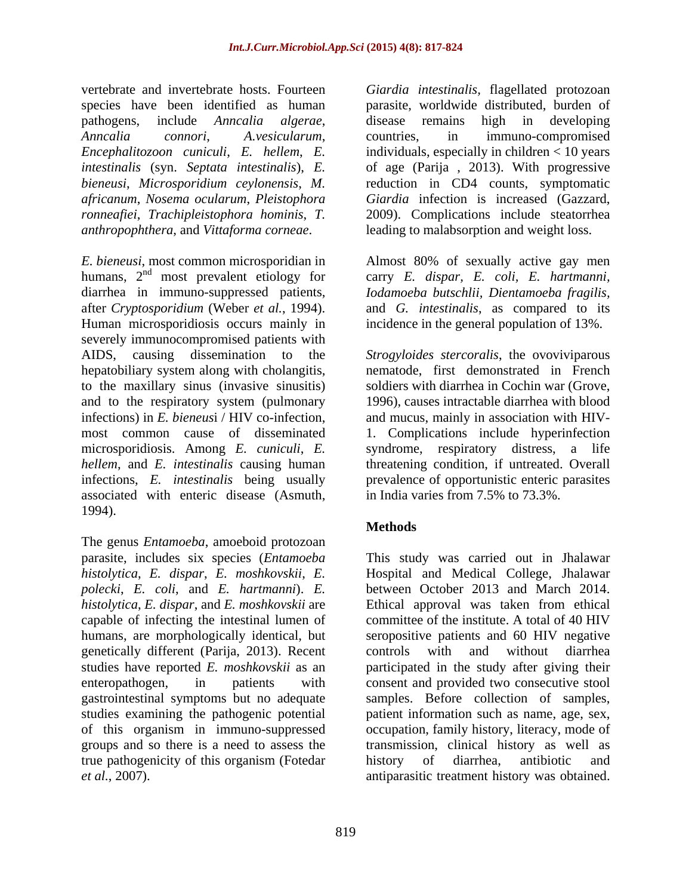vertebrate and invertebrate hosts. Fourteen species have been identified as human pathogens, include *Anncalia algerae*, *Anncalia connori*, *A.vesicularum*, *Encephalitozoon cuniculi*, *E. hellem*, *E. intestinalis* (syn. *Septata intestinalis*), *E. bieneusi*, *Microsporidium ceylonensis*, *M. africanum*, *Nosema ocularum*, *Pleistophora ronneafiei*, *Trachipleistophora hominis*, *T. anthropophthera*, and *Vittaforma corneae*.

*E. bieneusi*, most common microsporidian in humans, 2[nd] most prevalent etiology for diarrhea in immuno-suppressed patients, after *Cryptosporidium* (Weber *et al.*, 1994). Human microsporidiosis occurs mainly in severely immunocompromised patients with AIDS, causing dissemination to the hepatobiliary system along with cholangitis, to the maxillary sinus (invasive sinusitis) and to the respiratory system (pulmonary infections) in *E. bieneus*i / HIV co-infection, most common cause of disseminated microsporidiosis. Among *E. cuniculi*, *E. hellem*, and *E. intestinalis* causing human infections, *E. intestinalis* being usually associated with enteric disease (Asmuth, 1994).

The genus *Entamoeba*, amoeboid protozoan parasite, includes six species (*Entamoeba histolytica*, *E. dispar*, *E. moshkovskii*, *E. polecki*, *E. coli*, and *E. hartmanni*). *E. histolytica*, *E. dispar*, and *E. moshkovskii* are capable of infecting the intestinal lumen of humans, are morphologically identical, but genetically different (Parija, 2013). Recent studies have reported *E. moshkovskii* as an enteropathogen, in patients with gastrointestinal symptoms but no adequate studies examining the pathogenic potential of this organism in immuno-suppressed groups and so there is a need to assess the true pathogenicity of this organism (Fotedar *et al.*, 2007).

*Giardia intestinalis*, flagellated protozoan parasite, worldwide distributed, burden of disease remains high in developing countries, in immuno-compromised individuals, especially in children < 10 years of age (Parija , 2013). With progressive reduction in CD4 counts, symptomatic *Giardia* infection is increased (Gazzard, 2009). Complications include steatorrhea leading to malabsorption and weight loss.

Almost 80% of sexually active gay men carry *E. dispar*, *E. coli*, *E. hartmanni*, *Iodamoeba butschlii*, *Dientamoeba fragilis*, and *G. intestinalis*, as compared to its incidence in the general population of 13%.

*Strogyloides stercoralis*, the ovoviviparous nematode, first demonstrated in French soldiers with diarrhea in Cochin war (Grove, 1996), causes intractable diarrhea with blood and mucus, mainly in association with HIV-1. Complications include hyperinfection syndrome, respiratory distress, a life threatening condition, if untreated. Overall prevalence of opportunistic enteric parasites in India varies from 7.5% to 73.3%.

## Methods

This study was carried out in Jhalawar Hospital and Medical College, Jhalawar between October 2013 and March 2014. Ethical approval was taken from ethical committee of the institute. A total of 40 HIV seropositive patients and 60 HIV negative controls with and without diarrhea participated in the study after giving their consent and provided two consecutive stool samples. Before collection of samples, patient information such as name, age, sex, occupation, family history, literacy, mode of transmission, clinical history as well as history of diarrhea, antibiotic and antiparasitic treatment history was obtained.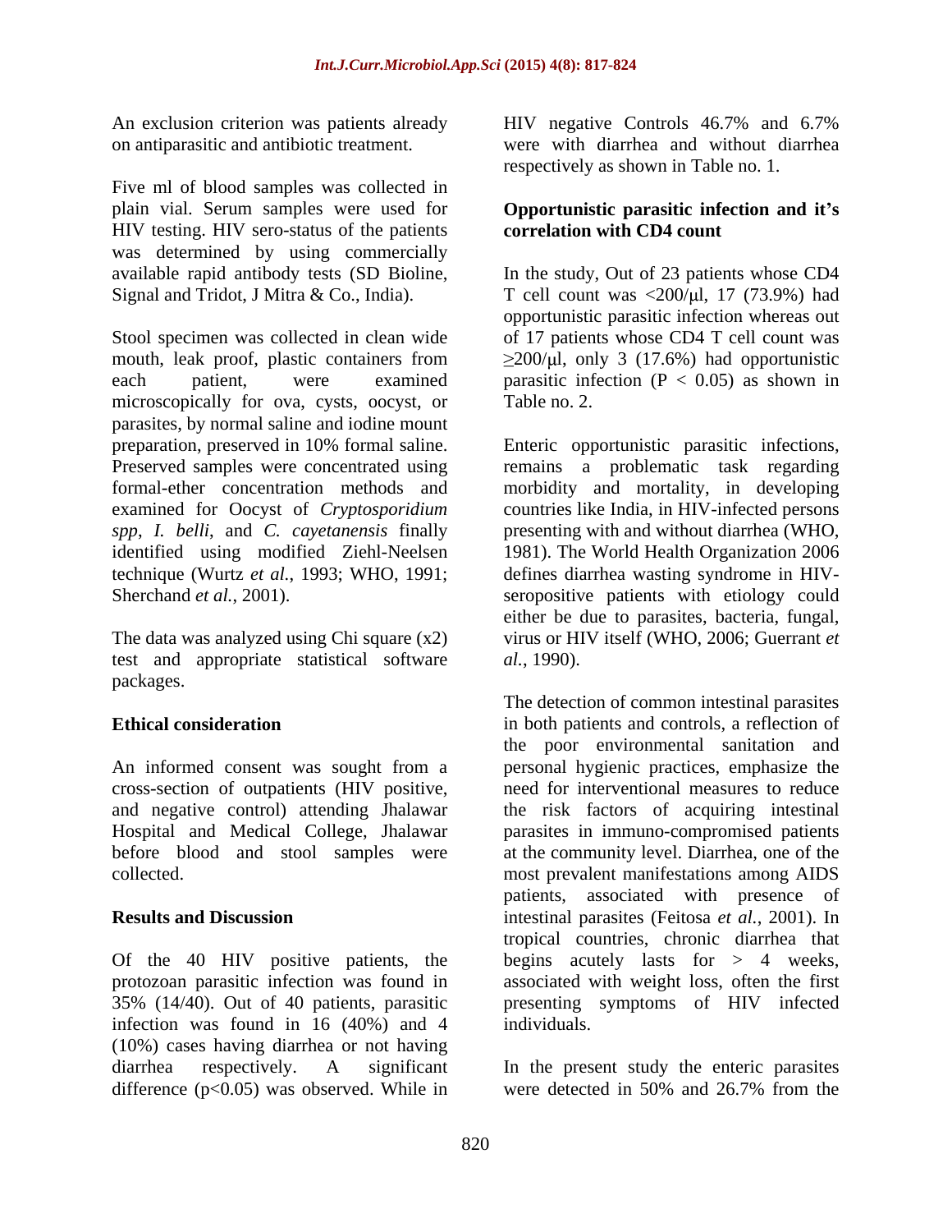An exclusion criterion was patients already on antiparasitic and antibiotic treatment.

Five ml of blood samples was collected in plain vial. Serum samples were used for HIV testing. HIV sero-status of the patients was determined by using commercially available rapid antibody tests (SD Bioline, Signal and Tridot, J Mitra & Co., India).

Stool specimen was collected in clean wide mouth, leak proof, plastic containers from each patient, were examined microscopically for ova, cysts, oocyst, or parasites, by normal saline and iodine mount preparation, preserved in 10% formal saline. Preserved samples were concentrated using formal-ether concentration methods and examined for Oocyst of *Cryptosporidium spp*, *I. belli*, and *C. cayetanensis* finally identified using modified Ziehl-Neelsen technique (Wurtz *et al.*, 1993; WHO, 1991; Sherchand *et al.*, 2001).

The data was analyzed using Chi square ($x2$) test and appropriate statistical software packages.

## Ethical consideration

An informed consent was sought from a cross-section of outpatients (HIV positive, and negative control) attending Jhalawar Hospital and Medical College, Jhalawar before blood and stool samples were collected.

## Results and Discussion

Of the 40 HIV positive patients, the protozoan parasitic infection was found in 35% (14/40). Out of 40 patients, parasitic infection was found in 16 (40%) and 4 (10%) cases having diarrhea or not having diarrhea respectively. A significant difference ($p<0.05$) was observed. While in HIV negative Controls 46.7% and 6.7% were with diarrhea and without diarrhea respectively as shown in Table no. 1.

### Opportunistic parasitic infection and it's correlation with CD4 count

In the study, Out of 23 patients whose CD4 T cell count was $<200/\mu l$, 17 (73.9%) had opportunistic parasitic infection whereas out of 17 patients whose CD4 T cell count was $\geq 200/\mu l$, only 3 (17.6%) had opportunistic parasitic infection ($P < 0.05$) as shown in Table no. 2.

Enteric opportunistic parasitic infections, remains a problematic task regarding morbidity and mortality, in developing countries like India, in HIV-infected persons presenting with and without diarrhea (WHO, 1981). The World Health Organization 2006 defines diarrhea wasting syndrome in HIV-seropositive patients with etiology could either be due to parasites, bacteria, fungal, virus or HIV itself (WHO, 2006; Guerrant *et al.*, 1990).

The detection of common intestinal parasites in both patients and controls, a reflection of the poor environmental sanitation and personal hygienic practices, emphasize the need for interventional measures to reduce the risk factors of acquiring intestinal parasites in immuno-compromised patients at the community level. Diarrhea, one of the most prevalent manifestations among AIDS patients, associated with presence of intestinal parasites (Feitosa *et al.*, 2001). In tropical countries, chronic diarrhea that begins acutely lasts for > 4 weeks, associated with weight loss, often the first presenting symptoms of HIV infected individuals.

In the present study the enteric parasites were detected in 50% and 26.7% from the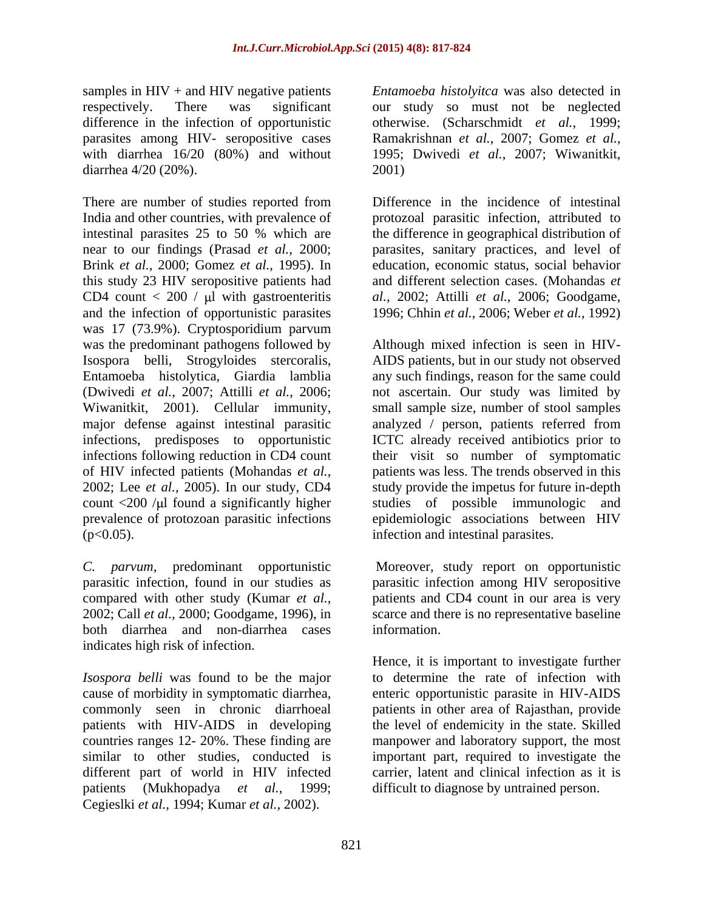samples in HIV + and HIV negative patients respectively. There was significant difference in the infection of opportunistic parasites among HIV- seropositive cases with diarrhea 16/20 (80%) and without diarrhea 4/20 (20%).

There are number of studies reported from India and other countries, with prevalence of intestinal parasites 25 to 50 % which are near to our findings (Prasad *et al.*, 2000; Brink *et al.*, 2000; Gomez *et al.*, 1995). In this study 23 HIV seropositive patients had CD4 count < 200 / μl with gastroenteritis and the infection of opportunistic parasites was 17 (73.9%). Cryptosporidium parvum was the predominant pathogens followed by Isospora belli, Strogyloides stercoralis, Entamoeba histolytica, Giardia lamblia (Dwivedi *et al.*, 2007; Attilli *et al.*, 2006; Wiwanitkit, 2001). Cellular immunity, major defense against intestinal parasitic infections, predisposes to opportunistic infections following reduction in CD4 count of HIV infected patients (Mohandas *et al.*, 2002; Lee *et al.*, 2005). In our study, CD4 count <200 /μl found a significantly higher prevalence of protozoan parasitic infections ($p<0.05$).

*C. parvum*, predominant opportunistic parasitic infection, found in our studies as compared with other study (Kumar *et al.*, 2002; Call *et al.*, 2000; Goodgame, 1996), in both diarrhea and non-diarrhea cases indicates high risk of infection.

*Isospora belli* was found to be the major cause of morbidity in symptomatic diarrhea, commonly seen in chronic diarrhoeal patients with HIV-AIDS in developing countries ranges 12- 20%. These finding are similar to other studies, conducted is different part of world in HIV infected patients (Mukhopadya *et al.*, 1999; Cegieslki *et al.*, 1994; Kumar *et al.*, 2002).

*Entamoeba histolyitca* was also detected in our study so must not be neglected otherwise. (Scharschmidt *et al.*, 1999; Ramakrishnan *et al.*, 2007; Gomez *et al.*, 1995; Dwivedi *et al.*, 2007; Wiwanitkit, 2001)

Difference in the incidence of intestinal protozoal parasitic infection, attributed to the difference in geographical distribution of parasites, sanitary practices, and level of education, economic status, social behavior and different selection cases. (Mohandas *et al.*, 2002; Attilli *et al.*, 2006; Goodgame, 1996; Chhin *et al.*, 2006; Weber *et al.*, 1992)

Although mixed infection is seen in HIV-AIDS patients, but in our study not observed any such findings, reason for the same could not ascertain. Our study was limited by small sample size, number of stool samples analyzed / person, patients referred from ICTC already received antibiotics prior to their visit so number of symptomatic patients was less. The trends observed in this study provide the impetus for future in-depth studies of possible immunologic and epidemiologic associations between HIV infection and intestinal parasites.

Moreover, study report on opportunistic parasitic infection among HIV seropositive patients and CD4 count in our area is very scarce and there is no representative baseline information.

Hence, it is important to investigate further to determine the rate of infection with enteric opportunistic parasite in HIV-AIDS patients in other area of Rajasthan, provide the level of endemicity in the state. Skilled manpower and laboratory support, the most important part, required to investigate the carrier, latent and clinical infection as it is difficult to diagnose by untrained person.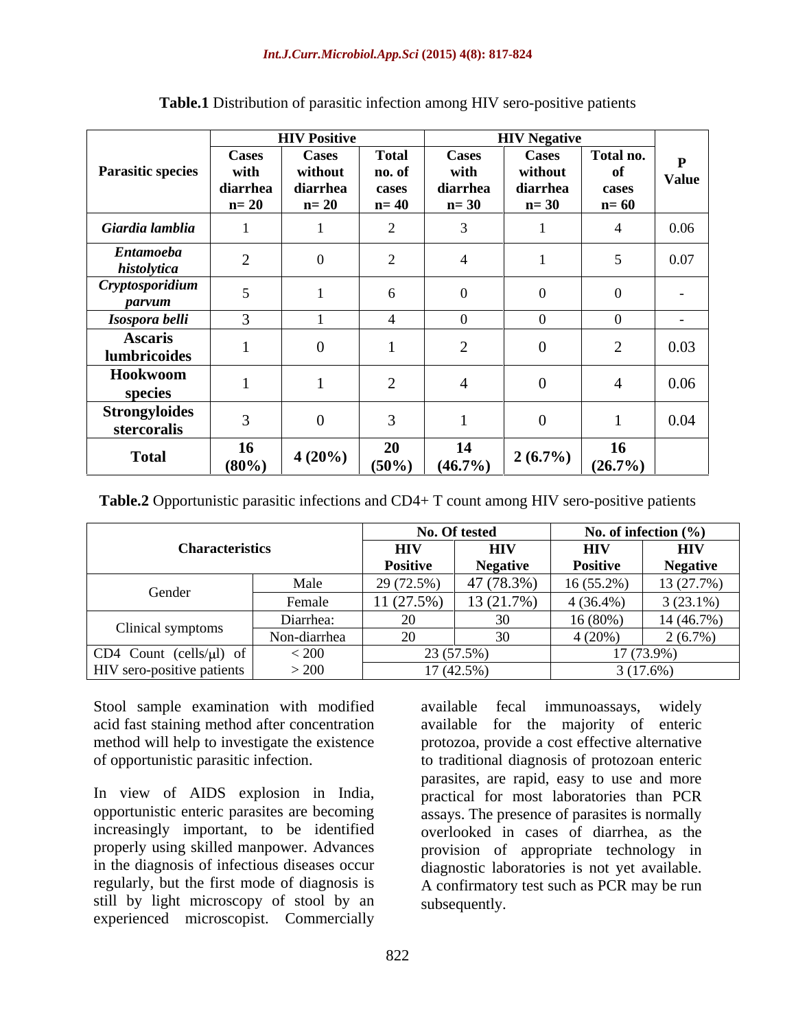**Table.1** Distribution of parasitic infection among HIV sero-positive patients

| Parasitic species | HIV Positive | | | HIV Negative | | | P Value |
|---|---|---|---|---|---|---|---|
| | Cases with diarrhea n= 20 | Cases without diarrhea n= 20 | Total no. of cases n= 40 | Cases with diarrhea n= 30 | Cases without diarrhea n= 30 | Total no. of cases n= 60 | |
| *Giardia lamblia* | 1 | 1 | 2 | 3 | 1 | 4 | 0.06 |
| *Entamoeba histolytica* | 2 | 0 | 2 | 4 | 1 | 5 | 0.07 |
| *Cryptosporidium parvum* | 5 | 1 | 6 | 0 | 0 | 0 | - |
| *Isospora belli* | 3 | 1 | 4 | 0 | 0 | 0 | - |
| **Ascaris lumbricoides** | 1 | 0 | 1 | 2 | 0 | 2 | 0.03 |
| **Hookwoom species** | 1 | 1 | 2 | 4 | 0 | 4 | 0.06 |
| **Strongyloides stercoralis** | 3 | 0 | 3 | 1 | 0 | 1 | 0.04 |
| **Total** | **16 (80%)** | **4 (20%)** | **20 (50%)** | **14 (46.7%)** | **2 (6.7%)** | **16 (26.7%)** | |

**Table.2** Opportunistic parasitic infections and CD4+ T count among HIV sero-positive patients

| Characteristics | | No. Of tested | | No. of infection (%) | |
|---|---|---|---|---|---|
| | | HIV Positive | HIV Negative | HIV Positive | HIV Negative |
| Gender | Male | 29 (72.5%) | 47 (78.3%) | 16 (55.2%) | 13 (27.7%) |
| | Female | 11 (27.5%) | 13 (21.7%) | 4 (36.4%) | 3 (23.1%) |
| Clinical symptoms | Diarrhea: | 20 | 30 | 16 (80%) | 14 (46.7%) |
| | Non-diarrhea | 20 | 30 | 4 (20%) | 2 (6.7%) |
| CD4 Count (cells/μl) of HIV sero-positive patients | < 200 | 23 (57.5%) | | 17 (73.9%) | |
| | > 200 | 17 (42.5%) | | 3 (17.6%) | |

Stool sample examination with modified acid fast staining method after concentration method will help to investigate the existence of opportunistic parasitic infection.

In view of AIDS explosion in India, opportunistic enteric parasites are becoming increasingly important, to be identified properly using skilled manpower. Advances in the diagnosis of infectious diseases occur regularly, but the first mode of diagnosis is still by light microscopy of stool by an experienced microscopist. Commercially available fecal immunoassays, widely available for the majority of enteric protozoa, provide a cost effective alternative to traditional diagnosis of protozoan enteric parasites, are rapid, easy to use and more practical for most laboratories than PCR assays. The presence of parasites is normally overlooked in cases of diarrhea, as the provision of appropriate technology in diagnostic laboratories is not yet available. A confirmatory test such as PCR may be run subsequently.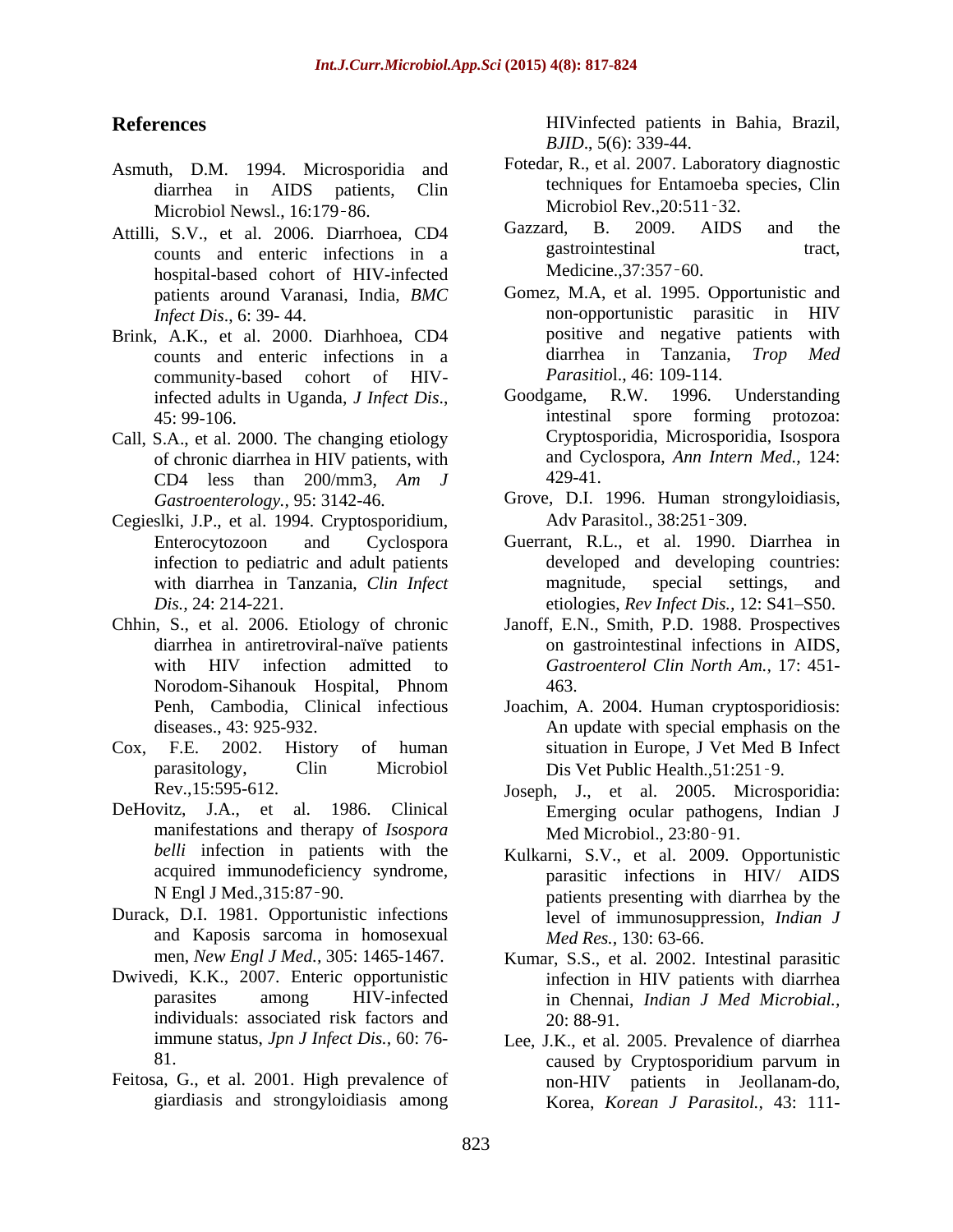## References

Asmuth, D.M. 1994. Microsporidia and diarrhea in AIDS patients, Clin Microbiol Newsl., 16:179‑86.

Attilli, S.V., et al. 2006. Diarrhoea, CD4 counts and enteric infections in a hospital-based cohort of HIV-infected patients around Varanasi, India, *BMC Infect Dis*., 6: 39- 44.

Brink, A.K., et al. 2000. Diarhhoea, CD4 counts and enteric infections in a community-based cohort of HIV-infected adults in Uganda, *J Infect Dis*., 45: 99-106.

Call, S.A., et al. 2000. The changing etiology of chronic diarrhea in HIV patients, with CD4 less than 200/mm3, *Am J Gastroenterology.*, 95: 3142-46.

Cegieslki, J.P., et al. 1994. Cryptosporidium, Enterocytozoon and Cyclospora infection to pediatric and adult patients with diarrhea in Tanzania, *Clin Infect Dis.*, 24: 214-221.

Chhin, S., et al. 2006. Etiology of chronic diarrhea in antiretroviral-naïve patients with HIV infection admitted to Norodom-Sihanouk Hospital, Phnom Penh, Cambodia, Clinical infectious diseases., 43: 925-932.

Cox, F.E. 2002. History of human parasitology, Clin Microbiol Rev.,15:595-612.

DeHovitz, J.A., et al. 1986. Clinical manifestations and therapy of *Isospora belli* infection in patients with the acquired immunodeficiency syndrome, N Engl J Med.,315:87‑90.

Durack, D.I. 1981. Opportunistic infections and Kaposis sarcoma in homosexual men, *New Engl J Med.*, 305: 1465-1467.

Dwivedi, K.K., 2007. Enteric opportunistic parasites among HIV-infected individuals: associated risk factors and immune status, *Jpn J Infect Dis.*, 60: 76-81.

Feitosa, G., et al. 2001. High prevalence of giardiasis and strongyloidiasis among HIVinfected patients in Bahia, Brazil, *BJID*., 5(6): 339-44.

Fotedar, R., et al. 2007. Laboratory diagnostic techniques for Entamoeba species, Clin Microbiol Rev.,20:511‑32.

Gazzard, B. 2009. AIDS and the gastrointestinal tract, Medicine.,37:357‑60.

Gomez, M.A, et al. 1995. Opportunistic and non-opportunistic parasitic in HIV positive and negative patients with diarrhea in Tanzania, *Trop Med Parasitio*l., 46: 109-114.

Goodgame, R.W. 1996. Understanding intestinal spore forming protozoa: Cryptosporidia, Microsporidia, Isospora and Cyclospora, *Ann Intern Med.,* 124: 429-41.

Grove, D.I. 1996. Human strongyloidiasis, Adv Parasitol., 38:251‑309.

Guerrant, R.L., et al. 1990. Diarrhea in developed and developing countries: magnitude, special settings, and etiologies, *Rev Infect Dis.*, 12: S41–S50.

Janoff, E.N., Smith, P.D. 1988. Prospectives on gastrointestinal infections in AIDS, *Gastroenterol Clin North Am.*, 17: 451-463.

Joachim, A. 2004. Human cryptosporidiosis: An update with special emphasis on the situation in Europe, J Vet Med B Infect Dis Vet Public Health.,51:251‑9.

Joseph, J., et al. 2005. Microsporidia: Emerging ocular pathogens, Indian J Med Microbiol., 23:80‑91.

Kulkarni, S.V., et al. 2009. Opportunistic parasitic infections in HIV/ AIDS patients presenting with diarrhea by the level of immunosuppression, *Indian J Med Res.*, 130: 63-66.

Kumar, S.S., et al. 2002. Intestinal parasitic infection in HIV patients with diarrhea in Chennai, *Indian J Med Microbial.*, 20: 88-91.

Lee, J.K., et al. 2005. Prevalence of diarrhea caused by Cryptosporidium parvum in non-HIV patients in Jeollanam-do, Korea, *Korean J Parasitol.*, 43: 111-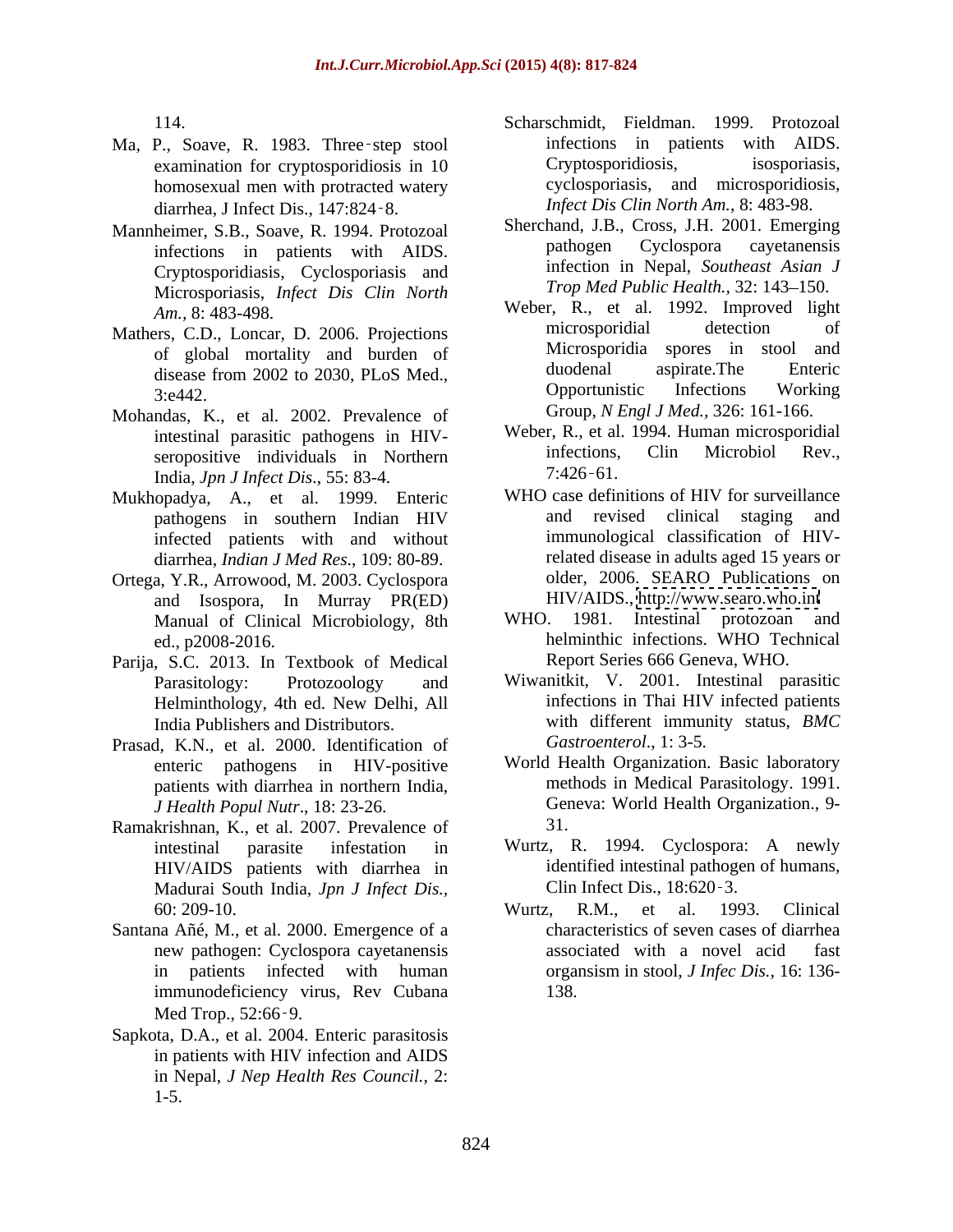114.

Ma, P., Soave, R. 1983. Three‑step stool examination for cryptosporidiosis in 10 homosexual men with protracted watery diarrhea, J Infect Dis., 147:824‑8.

Mannheimer, S.B., Soave, R. 1994. Protozoal infections in patients with AIDS. Cryptosporidiasis, Cyclosporiasis and Microsporiasis, *Infect Dis Clin North Am.*, 8: 483-498.

Mathers, C.D., Loncar, D. 2006. Projections of global mortality and burden of disease from 2002 to 2030, PLoS Med., 3:e442.

Mohandas, K., et al. 2002. Prevalence of intestinal parasitic pathogens in HIV-seropositive individuals in Northern India, *Jpn J Infect Dis*., 55: 83-4.

Mukhopadya, A., et al. 1999. Enteric pathogens in southern Indian HIV infected patients with and without diarrhea, *Indian J Med Res*., 109: 80-89.

Ortega, Y.R., Arrowood, M. 2003. Cyclospora and Isospora, In Murray PR(ED) Manual of Clinical Microbiology, 8th ed., p2008-2016.

Parija, S.C. 2013. In Textbook of Medical Parasitology: Protozoology and Helminthology, 4th ed. New Delhi, All India Publishers and Distributors.

Prasad, K.N., et al. 2000. Identification of enteric pathogens in HIV-positive patients with diarrhea in northern India, *J Health Popul Nutr*., 18: 23-26.

Ramakrishnan, K., et al. 2007. Prevalence of intestinal parasite infestation in HIV/AIDS patients with diarrhea in Madurai South India, *Jpn J Infect Dis.*, 60: 209-10.

Santana Añé, M., et al. 2000. Emergence of a new pathogen: Cyclospora cayetanensis in patients infected with human immunodeficiency virus, Rev Cubana Med Trop., 52:66‑9.

Sapkota, D.A., et al. 2004. Enteric parasitosis in patients with HIV infection and AIDS in Nepal, *J Nep Health Res Council.*, 2: 1-5.

Scharschmidt, Fieldman. 1999. Protozoal infections in patients with AIDS. Cryptosporidiosis, isosporiasis, cyclosporiasis, and microsporidiosis, *Infect Dis Clin North Am.*, 8: 483-98.

Sherchand, J.B., Cross, J.H. 2001. Emerging pathogen Cyclospora cayetanensis infection in Nepal, *Southeast Asian J Trop Med Public Health.*, 32: 143–150.

Weber, R., et al. 1992. Improved light microsporidial detection of Microsporidia spores in stool and duodenal aspirate.The Enteric Opportunistic Infections Working Group, *N Engl J Med.*, 326: 161-166.

Weber, R., et al. 1994. Human microsporidial infections, Clin Microbiol Rev., 7:426‑61.

WHO case definitions of HIV for surveillance and revised clinical staging and immunological classification of HIV-related disease in adults aged 15 years or older, 2006. SEARO Publications on HIV/AIDS., http://www.searo.who.int

WHO. 1981. Intestinal protozoan and helminthic infections. WHO Technical Report Series 666 Geneva, WHO.

Wiwanitkit, V. 2001. Intestinal parasitic infections in Thai HIV infected patients with different immunity status, *BMC Gastroenterol*., 1: 3-5.

World Health Organization. Basic laboratory methods in Medical Parasitology. 1991. Geneva: World Health Organization., 9-31.

Wurtz, R. 1994. Cyclospora: A newly identified intestinal pathogen of humans, Clin Infect Dis., 18:620‑3.

Wurtz, R.M., et al. 1993. Clinical characteristics of seven cases of diarrhea associated with a novel acid fast organsism in stool, *J Infec Dis.*, 16: 136-138.